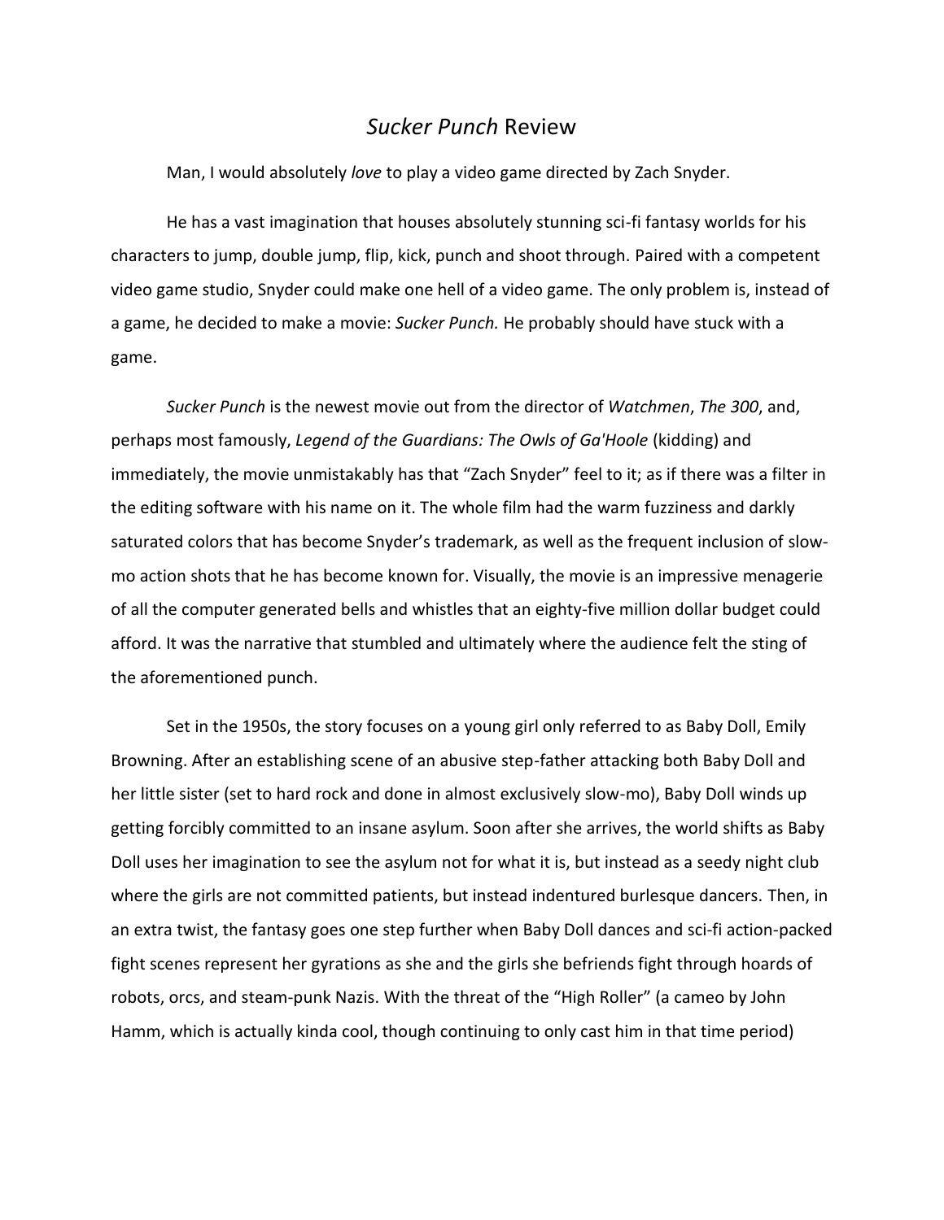# *Sucker Punch* Review

Man, I would absolutely *love* to play a video game directed by Zach Snyder.

He has a vast imagination that houses absolutely stunning sci-fi fantasy worlds for his characters to jump, double jump, flip, kick, punch and shoot through. Paired with a competent video game studio, Snyder could make one hell of a video game. The only problem is, instead of a game, he decided to make a movie: *Sucker Punch.* He probably should have stuck with a game.

*Sucker Punch* is the newest movie out from the director of *Watchmen*, *The 300*, and, perhaps most famously, *Legend of the Guardians: The Owls of Ga'Hoole* (kidding) and immediately, the movie unmistakably has that "Zach Snyder" feel to it; as if there was a filter in the editing software with his name on it. The whole film had the warm fuzziness and darkly saturated colors that has become Snyder's trademark, as well as the frequent inclusion of slow-mo action shots that he has become known for. Visually, the movie is an impressive menagerie of all the computer generated bells and whistles that an eighty-five million dollar budget could afford. It was the narrative that stumbled and ultimately where the audience felt the sting of the aforementioned punch.

Set in the 1950s, the story focuses on a young girl only referred to as Baby Doll, Emily Browning. After an establishing scene of an abusive step-father attacking both Baby Doll and her little sister (set to hard rock and done in almost exclusively slow-mo), Baby Doll winds up getting forcibly committed to an insane asylum. Soon after she arrives, the world shifts as Baby Doll uses her imagination to see the asylum not for what it is, but instead as a seedy night club where the girls are not committed patients, but instead indentured burlesque dancers. Then, in an extra twist, the fantasy goes one step further when Baby Doll dances and sci-fi action-packed fight scenes represent her gyrations as she and the girls she befriends fight through hoards of robots, orcs, and steam-punk Nazis. With the threat of the "High Roller" (a cameo by John Hamm, which is actually kinda cool, though continuing to only cast him in that time period)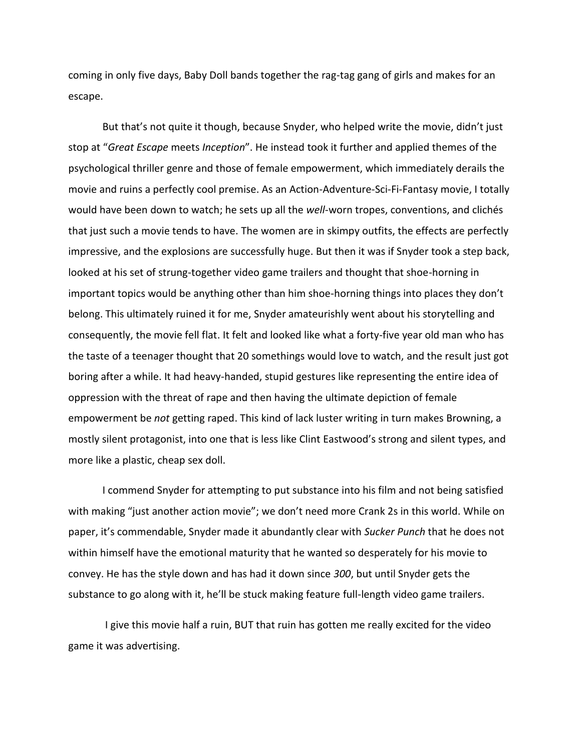coming in only five days, Baby Doll bands together the rag-tag gang of girls and makes for an escape.

But that's not quite it though, because Snyder, who helped write the movie, didn't just stop at "*Great Escape* meets *Inception*". He instead took it further and applied themes of the psychological thriller genre and those of female empowerment, which immediately derails the movie and ruins a perfectly cool premise. As an Action-Adventure-Sci-Fi-Fantasy movie, I totally would have been down to watch; he sets up all the *well*-worn tropes, conventions, and clichés that just such a movie tends to have. The women are in skimpy outfits, the effects are perfectly impressive, and the explosions are successfully huge. But then it was if Snyder took a step back, looked at his set of strung-together video game trailers and thought that shoe-horning in important topics would be anything other than him shoe-horning things into places they don't belong. This ultimately ruined it for me, Snyder amateurishly went about his storytelling and consequently, the movie fell flat. It felt and looked like what a forty-five year old man who has the taste of a teenager thought that 20 somethings would love to watch, and the result just got boring after a while. It had heavy-handed, stupid gestures like representing the entire idea of oppression with the threat of rape and then having the ultimate depiction of female empowerment be *not* getting raped. This kind of lack luster writing in turn makes Browning, a mostly silent protagonist, into one that is less like Clint Eastwood's strong and silent types, and more like a plastic, cheap sex doll.

I commend Snyder for attempting to put substance into his film and not being satisfied with making "just another action movie"; we don't need more Crank 2s in this world. While on paper, it's commendable, Snyder made it abundantly clear with *Sucker Punch* that he does not within himself have the emotional maturity that he wanted so desperately for his movie to convey. He has the style down and has had it down since *300*, but until Snyder gets the substance to go along with it, he'll be stuck making feature full-length video game trailers.

I give this movie half a ruin, BUT that ruin has gotten me really excited for the video game it was advertising.